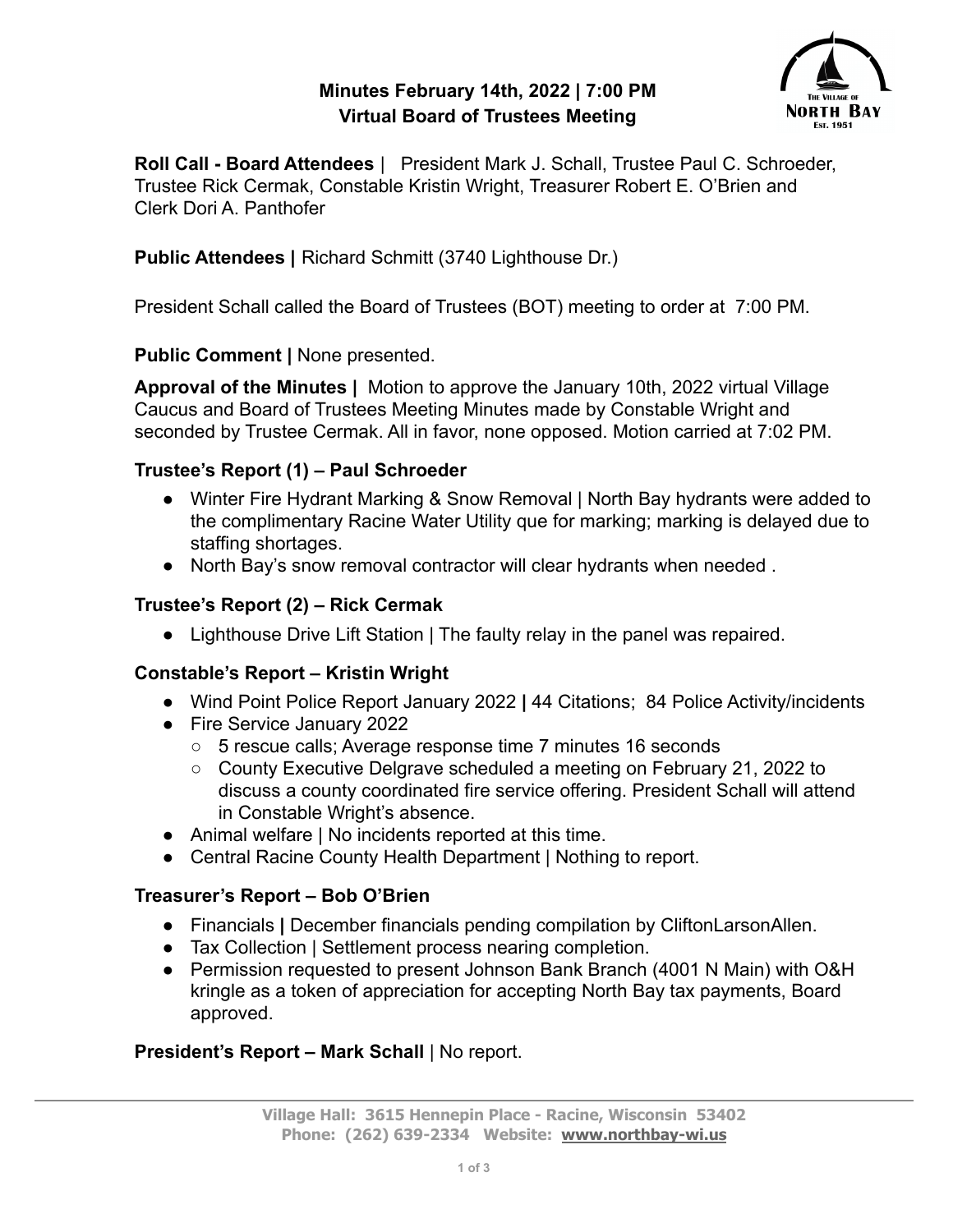# Minutes February 14th, 2022 | 7:00 PM
## Virtual Board of Trustees Meeting

**Roll Call - Board Attendees** | President Mark J. Schall, Trustee Paul C. Schroeder, Trustee Rick Cermak, Constable Kristin Wright, Treasurer Robert E. O'Brien and Clerk Dori A. Panthofer

**Public Attendees |** Richard Schmitt (3740 Lighthouse Dr.)

President Schall called the Board of Trustees (BOT) meeting to order at 7:00 PM.

**Public Comment |** None presented.

**Approval of the Minutes |** Motion to approve the January 10th, 2022 virtual Village Caucus and Board of Trustees Meeting Minutes made by Constable Wright and seconded by Trustee Cermak. All in favor, none opposed. Motion carried at 7:02 PM.

### Trustee's Report (1) – Paul Schroeder

- Winter Fire Hydrant Marking & Snow Removal | North Bay hydrants were added to the complimentary Racine Water Utility que for marking; marking is delayed due to staffing shortages.
- North Bay's snow removal contractor will clear hydrants when needed .

### Trustee's Report (2) – Rick Cermak

- Lighthouse Drive Lift Station | The faulty relay in the panel was repaired.

### Constable's Report – Kristin Wright

- Wind Point Police Report January 2022 **|** 44 Citations; 84 Police Activity/incidents
- Fire Service January 2022
  - 5 rescue calls; Average response time 7 minutes 16 seconds
  - County Executive Delgrave scheduled a meeting on February 21, 2022 to discuss a county coordinated fire service offering. President Schall will attend in Constable Wright's absence.
- Animal welfare | No incidents reported at this time.
- Central Racine County Health Department | Nothing to report.

### Treasurer's Report – Bob O'Brien

- Financials **|** December financials pending compilation by CliftonLarsonAllen.
- Tax Collection | Settlement process nearing completion.
- Permission requested to present Johnson Bank Branch (4001 N Main) with O&H kringle as a token of appreciation for accepting North Bay tax payments, Board approved.

**President's Report – Mark Schall** | No report.

Village Hall: 3615 Hennepin Place - Racine, Wisconsin 53402
Phone: (262) 639-2334 Website: www.northbay-wi.us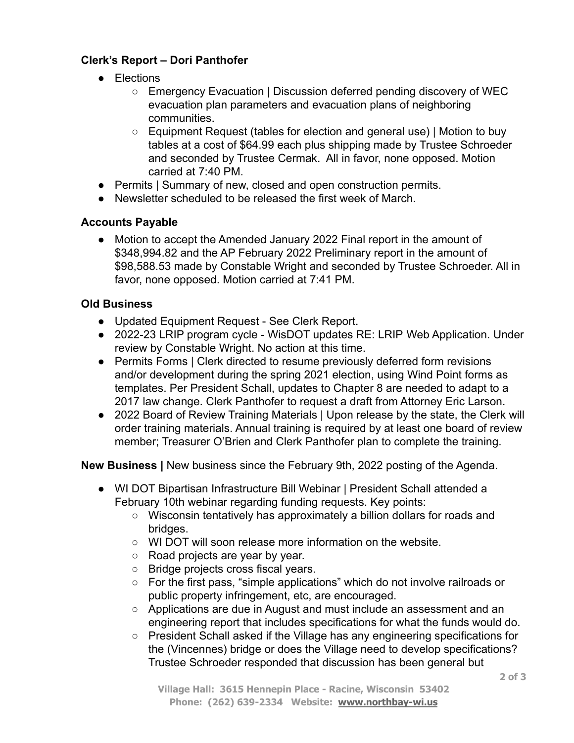**Clerk's Report – Dori Panthofer**

- Elections
  - Emergency Evacuation | Discussion deferred pending discovery of WEC evacuation plan parameters and evacuation plans of neighboring communities.
  - Equipment Request (tables for election and general use) | Motion to buy tables at a cost of $64.99 each plus shipping made by Trustee Schroeder and seconded by Trustee Cermak. All in favor, none opposed. Motion carried at 7:40 PM.
- Permits | Summary of new, closed and open construction permits.
- Newsletter scheduled to be released the first week of March.

**Accounts Payable**

- Motion to accept the Amended January 2022 Final report in the amount of $348,994.82 and the AP February 2022 Preliminary report in the amount of $98,588.53 made by Constable Wright and seconded by Trustee Schroeder. All in favor, none opposed. Motion carried at 7:41 PM.

**Old Business**

- Updated Equipment Request - See Clerk Report.
- 2022-23 LRIP program cycle - WisDOT updates RE: LRIP Web Application. Under review by Constable Wright. No action at this time.
- Permits Forms | Clerk directed to resume previously deferred form revisions and/or development during the spring 2021 election, using Wind Point forms as templates. Per President Schall, updates to Chapter 8 are needed to adapt to a 2017 law change. Clerk Panthofer to request a draft from Attorney Eric Larson.
- 2022 Board of Review Training Materials | Upon release by the state, the Clerk will order training materials. Annual training is required by at least one board of review member; Treasurer O'Brien and Clerk Panthofer plan to complete the training.

**New Business |** New business since the February 9th, 2022 posting of the Agenda.

- WI DOT Bipartisan Infrastructure Bill Webinar | President Schall attended a February 10th webinar regarding funding requests. Key points:
  - Wisconsin tentatively has approximately a billion dollars for roads and bridges.
  - WI DOT will soon release more information on the website.
  - Road projects are year by year.
  - Bridge projects cross fiscal years.
  - For the first pass, "simple applications" which do not involve railroads or public property infringement, etc, are encouraged.
  - Applications are due in August and must include an assessment and an engineering report that includes specifications for what the funds would do.
  - President Schall asked if the Village has any engineering specifications for the (Vincennes) bridge or does the Village need to develop specifications? Trustee Schroeder responded that discussion has been general but

Village Hall: 3615 Hennepin Place - Racine, Wisconsin 53402
Phone: (262) 639-2334 Website: www.northbay-wi.us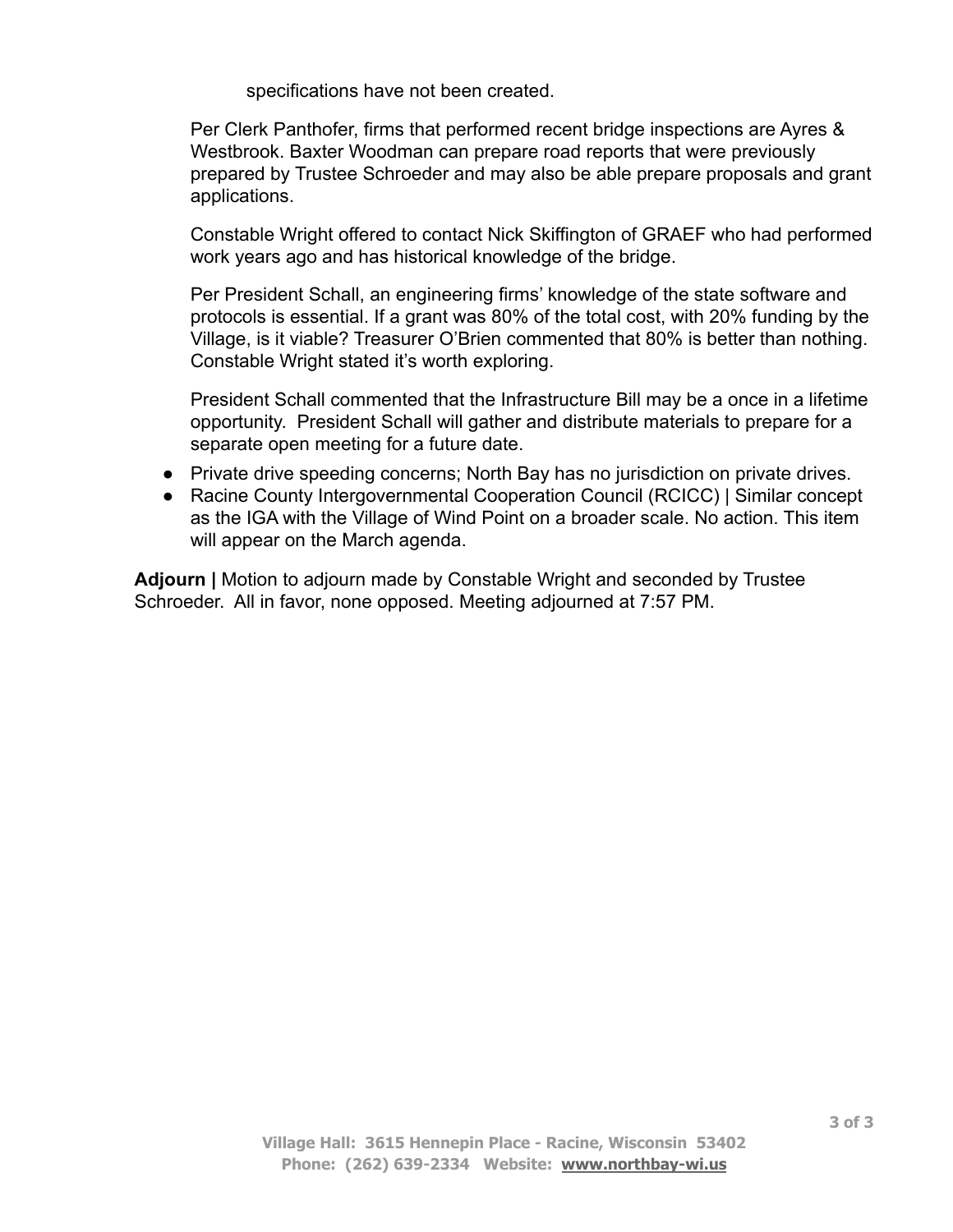specifications have not been created.

Per Clerk Panthofer, firms that performed recent bridge inspections are Ayres & Westbrook. Baxter Woodman can prepare road reports that were previously prepared by Trustee Schroeder and may also be able prepare proposals and grant applications.

Constable Wright offered to contact Nick Skiffington of GRAEF who had performed work years ago and has historical knowledge of the bridge.

Per President Schall, an engineering firms' knowledge of the state software and protocols is essential. If a grant was 80% of the total cost, with 20% funding by the Village, is it viable? Treasurer O'Brien commented that 80% is better than nothing. Constable Wright stated it's worth exploring.

President Schall commented that the Infrastructure Bill may be a once in a lifetime opportunity. President Schall will gather and distribute materials to prepare for a separate open meeting for a future date.

- Private drive speeding concerns; North Bay has no jurisdiction on private drives.
- Racine County Intergovernmental Cooperation Council (RCICC) | Similar concept as the IGA with the Village of Wind Point on a broader scale. No action. This item will appear on the March agenda.

**Adjourn |** Motion to adjourn made by Constable Wright and seconded by Trustee Schroeder. All in favor, none opposed. Meeting adjourned at 7:57 PM.